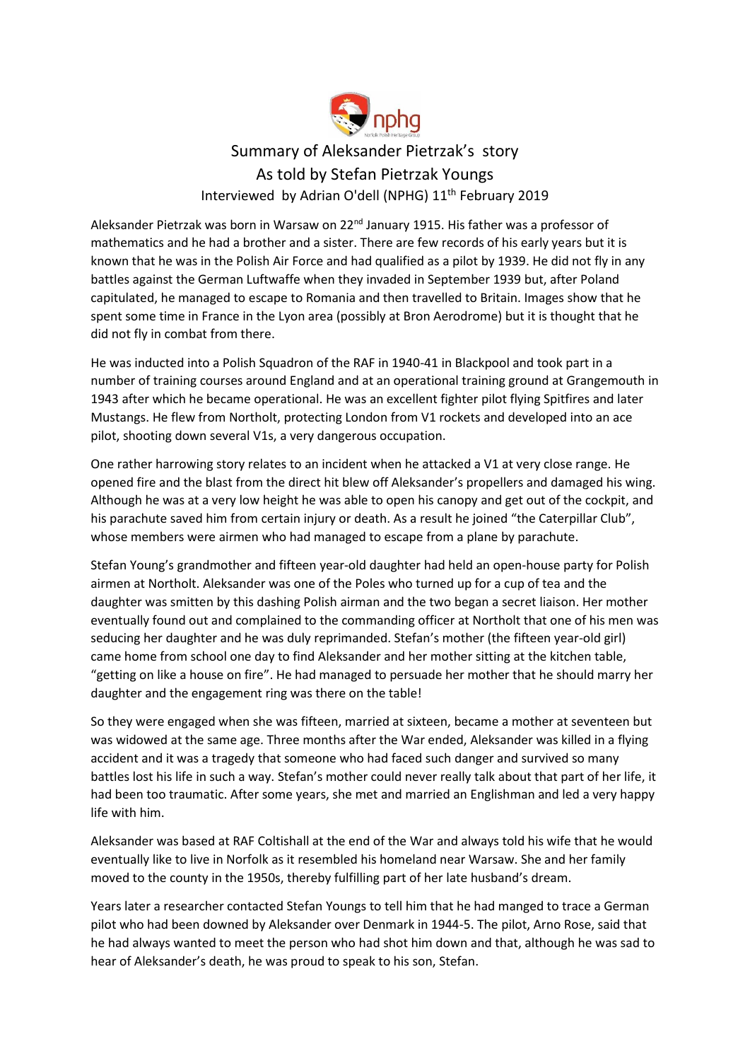# Summary of Aleksander Pietrzak's story
## As told by Stefan Pietrzak Youngs
### Interviewed by Adrian O'dell (NPHG) 11th February 2019

Aleksander Pietrzak was born in Warsaw on 22nd January 1915. His father was a professor of mathematics and he had a brother and a sister. There are few records of his early years but it is known that he was in the Polish Air Force and had qualified as a pilot by 1939. He did not fly in any battles against the German Luftwaffe when they invaded in September 1939 but, after Poland capitulated, he managed to escape to Romania and then travelled to Britain. Images show that he spent some time in France in the Lyon area (possibly at Bron Aerodrome) but it is thought that he did not fly in combat from there.

He was inducted into a Polish Squadron of the RAF in 1940-41 in Blackpool and took part in a number of training courses around England and at an operational training ground at Grangemouth in 1943 after which he became operational. He was an excellent fighter pilot flying Spitfires and later Mustangs. He flew from Northolt, protecting London from V1 rockets and developed into an ace pilot, shooting down several V1s, a very dangerous occupation.

One rather harrowing story relates to an incident when he attacked a V1 at very close range. He opened fire and the blast from the direct hit blew off Aleksander's propellers and damaged his wing. Although he was at a very low height he was able to open his canopy and get out of the cockpit, and his parachute saved him from certain injury or death. As a result he joined "the Caterpillar Club", whose members were airmen who had managed to escape from a plane by parachute.

Stefan Young's grandmother and fifteen year-old daughter had held an open-house party for Polish airmen at Northolt. Aleksander was one of the Poles who turned up for a cup of tea and the daughter was smitten by this dashing Polish airman and the two began a secret liaison. Her mother eventually found out and complained to the commanding officer at Northolt that one of his men was seducing her daughter and he was duly reprimanded. Stefan's mother (the fifteen year-old girl) came home from school one day to find Aleksander and her mother sitting at the kitchen table, "getting on like a house on fire". He had managed to persuade her mother that he should marry her daughter and the engagement ring was there on the table!

So they were engaged when she was fifteen, married at sixteen, became a mother at seventeen but was widowed at the same age. Three months after the War ended, Aleksander was killed in a flying accident and it was a tragedy that someone who had faced such danger and survived so many battles lost his life in such a way. Stefan's mother could never really talk about that part of her life, it had been too traumatic. After some years, she met and married an Englishman and led a very happy life with him.

Aleksander was based at RAF Coltishall at the end of the War and always told his wife that he would eventually like to live in Norfolk as it resembled his homeland near Warsaw. She and her family moved to the county in the 1950s, thereby fulfilling part of her late husband's dream.

Years later a researcher contacted Stefan Youngs to tell him that he had manged to trace a German pilot who had been downed by Aleksander over Denmark in 1944-5. The pilot, Arno Rose, said that he had always wanted to meet the person who had shot him down and that, although he was sad to hear of Aleksander's death, he was proud to speak to his son, Stefan.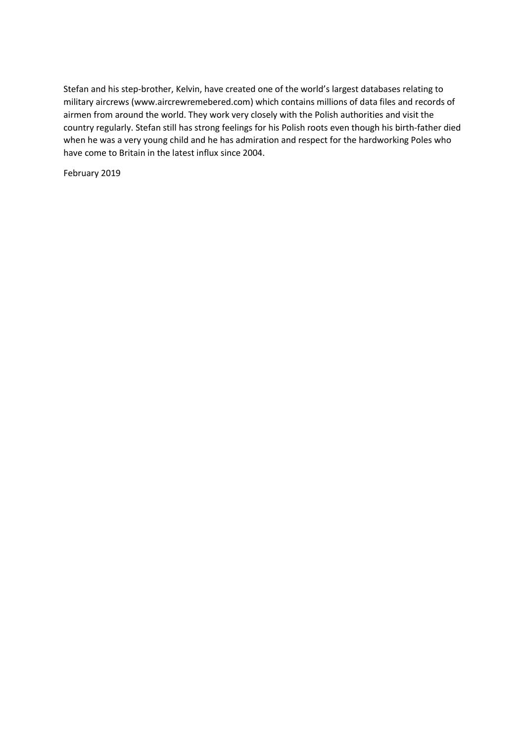Stefan and his step-brother, Kelvin, have created one of the world's largest databases relating to military aircrews (www.aircrewremebered.com) which contains millions of data files and records of airmen from around the world. They work very closely with the Polish authorities and visit the country regularly. Stefan still has strong feelings for his Polish roots even though his birth-father died when he was a very young child and he has admiration and respect for the hardworking Poles who have come to Britain in the latest influx since 2004.

February 2019